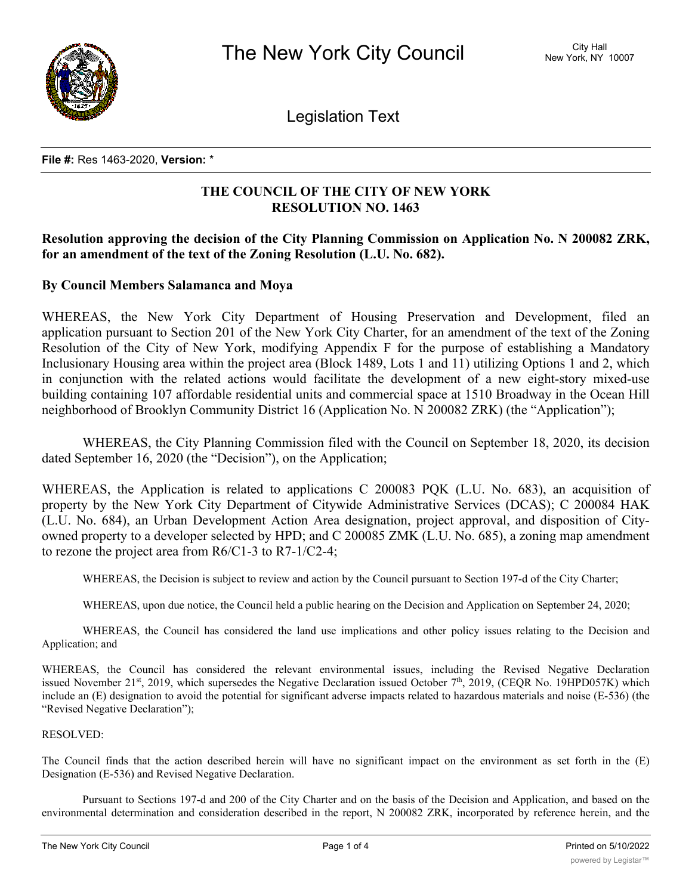# The New York City Council

City Hall
New York, NY 10007

Legislation Text

**File #:** Res 1463-2020, **Version:** *

**THE COUNCIL OF THE CITY OF NEW YORK**
**RESOLUTION NO. 1463**

**Resolution approving the decision of the City Planning Commission on Application No. N 200082 ZRK, for an amendment of the text of the Zoning Resolution (L.U. No. 682).**

**By Council Members Salamanca and Moya**

WHEREAS, the New York City Department of Housing Preservation and Development, filed an application pursuant to Section 201 of the New York City Charter, for an amendment of the text of the Zoning Resolution of the City of New York, modifying Appendix F for the purpose of establishing a Mandatory Inclusionary Housing area within the project area (Block 1489, Lots 1 and 11) utilizing Options 1 and 2, which in conjunction with the related actions would facilitate the development of a new eight-story mixed-use building containing 107 affordable residential units and commercial space at 1510 Broadway in the Ocean Hill neighborhood of Brooklyn Community District 16 (Application No. N 200082 ZRK) (the "Application");

WHEREAS, the City Planning Commission filed with the Council on September 18, 2020, its decision dated September 16, 2020 (the "Decision"), on the Application;

WHEREAS, the Application is related to applications C 200083 PQK (L.U. No. 683), an acquisition of property by the New York City Department of Citywide Administrative Services (DCAS); C 200084 HAK (L.U. No. 684), an Urban Development Action Area designation, project approval, and disposition of City-owned property to a developer selected by HPD; and C 200085 ZMK (L.U. No. 685), a zoning map amendment to rezone the project area from R6/C1-3 to R7-1/C2-4;

WHEREAS, the Decision is subject to review and action by the Council pursuant to Section 197-d of the City Charter;

WHEREAS, upon due notice, the Council held a public hearing on the Decision and Application on September 24, 2020;

WHEREAS, the Council has considered the land use implications and other policy issues relating to the Decision and Application; and

WHEREAS, the Council has considered the relevant environmental issues, including the Revised Negative Declaration issued November 21st, 2019, which supersedes the Negative Declaration issued October 7th, 2019, (CEQR No. 19HPD057K) which include an (E) designation to avoid the potential for significant adverse impacts related to hazardous materials and noise (E-536) (the "Revised Negative Declaration");

RESOLVED:

The Council finds that the action described herein will have no significant impact on the environment as set forth in the (E) Designation (E-536) and Revised Negative Declaration.

Pursuant to Sections 197-d and 200 of the City Charter and on the basis of the Decision and Application, and based on the environmental determination and consideration described in the report, N 200082 ZRK, incorporated by reference herein, and the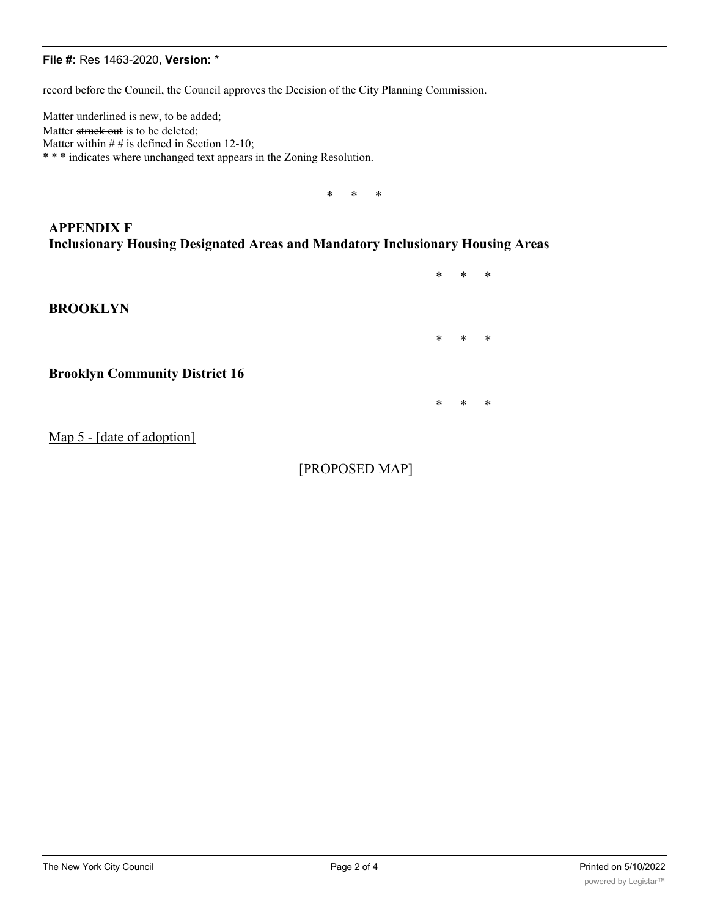record before the Council, the Council approves the Decision of the City Planning Commission.

Matter <u>underlined</u> is new, to be added;
Matter ~~struck out~~ is to be deleted;
Matter within # # is defined in Section 12-10;
* * * indicates where unchanged text appears in the Zoning Resolution.

\* \* \*

**APPENDIX F**
**Inclusionary Housing Designated Areas and Mandatory Inclusionary Housing Areas**

\* \* \*

**BROOKLYN**

\* \* \*

**Brooklyn Community District 16**

\* \* \*

<u>Map 5 - [date of adoption]</u>

[PROPOSED MAP]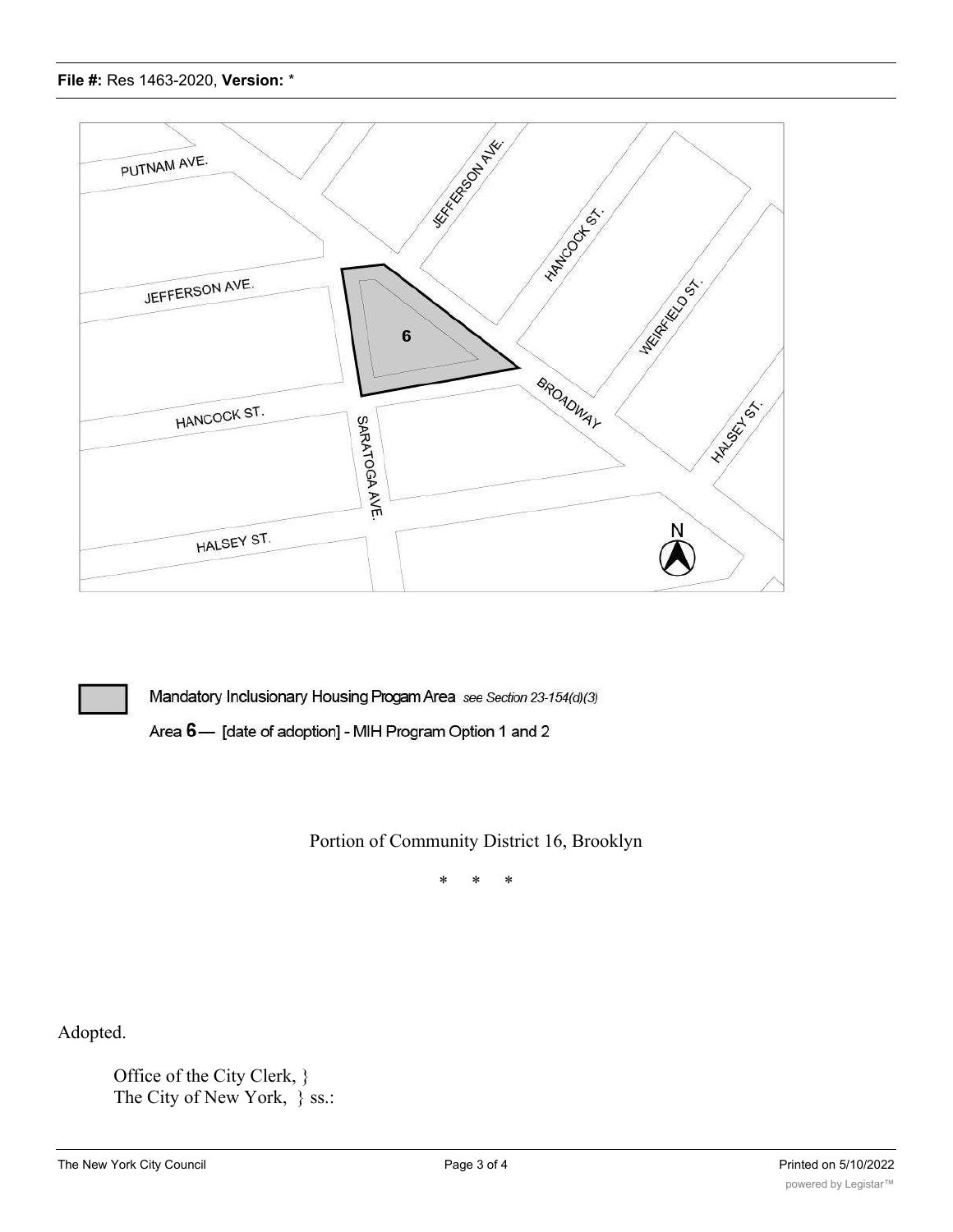File #: Res 1463-2020, Version: *

PUTNAM AVE.

JEFFERSON AVE.

JEFFERSON AVE.

HANCOCK ST.

WEIRFIELD ST.

6

BROADWAY

HALSEY ST.

HANCOCK ST.

SARATOGA AVE.

HALSEY ST.

N

Mandatory Inclusionary Housing Progam Area *see Section 23-154(d)(3)*

Area **6** — [date of adoption] - MIH Program Option 1 and 2

Portion of Community District 16, Brooklyn

\* \* \*

Adopted.

Office of the City Clerk, }
The City of New York, } ss.: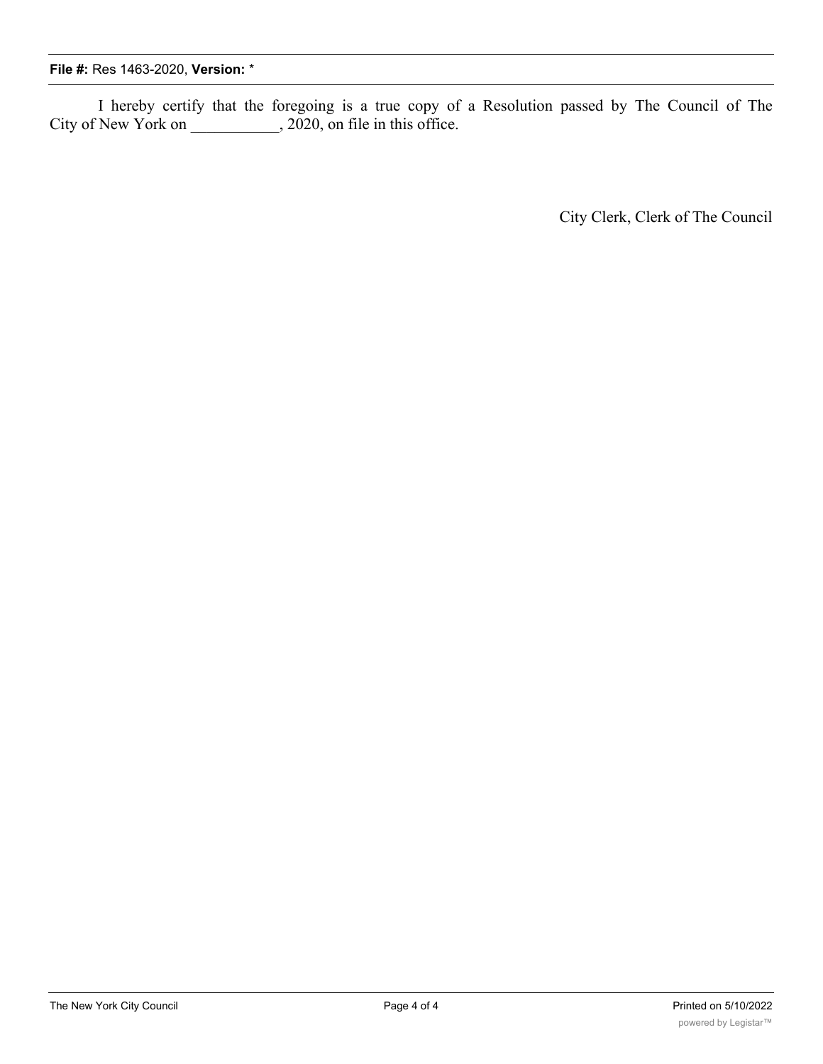I hereby certify that the foregoing is a true copy of a Resolution passed by The Council of The City of New York on ___________, 2020, on file in this office.

City Clerk, Clerk of The Council